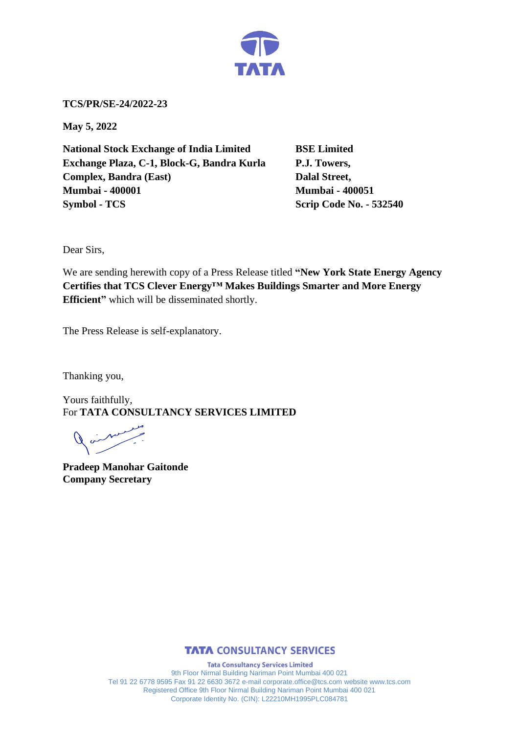**TCS/PR/SE-24/2022-23**

**May 5, 2022**

**National Stock Exchange of India Limited**
**Exchange Plaza, C-1, Block-G, Bandra Kurla Complex, Bandra (East)**
**Mumbai - 400001**
**Symbol - TCS**

**BSE Limited**
**P.J. Towers,**
**Dalal Street,**
**Mumbai - 400051**
**Scrip Code No. - 532540**

Dear Sirs,

We are sending herewith copy of a Press Release titled **"New York State Energy Agency Certifies that TCS Clever Energy™ Makes Buildings Smarter and More Energy Efficient"** which will be disseminated shortly.

The Press Release is self-explanatory.

Thanking you,

Yours faithfully,
For **TATA CONSULTANCY SERVICES LIMITED**

**Pradeep Manohar Gaitonde**
**Company Secretary**

**TATA CONSULTANCY SERVICES**

**Tata Consultancy Services Limited**
9th Floor Nirmal Building Nariman Point Mumbai 400 021
Tel 91 22 6778 9595 Fax 91 22 6630 3672 e-mail corporate.office@tcs.com website www.tcs.com
Registered Office 9th Floor Nirmal Building Nariman Point Mumbai 400 021
Corporate Identity No. (CIN): L22210MH1995PLC084781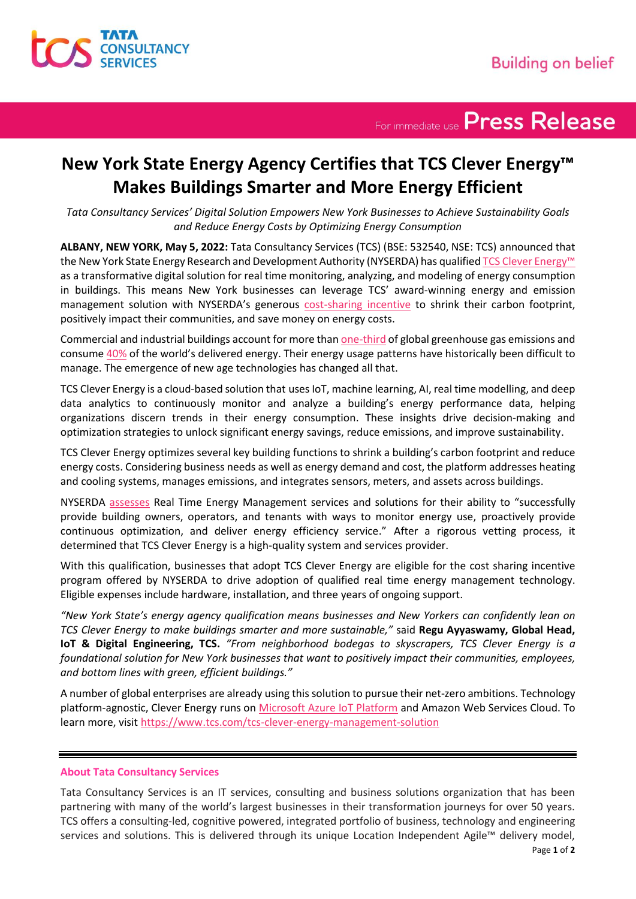# New York State Energy Agency Certifies that TCS Clever Energy™ Makes Buildings Smarter and More Energy Efficient

*Tata Consultancy Services' Digital Solution Empowers New York Businesses to Achieve Sustainability Goals and Reduce Energy Costs by Optimizing Energy Consumption*

**ALBANY, NEW YORK, May 5, 2022:** Tata Consultancy Services (TCS) (BSE: 532540, NSE: TCS) announced that the New York State Energy Research and Development Authority (NYSERDA) has qualified TCS Clever Energy™ as a transformative digital solution for real time monitoring, analyzing, and modeling of energy consumption in buildings. This means New York businesses can leverage TCS' award-winning energy and emission management solution with NYSERDA's generous cost-sharing incentive to shrink their carbon footprint, positively impact their communities, and save money on energy costs.

Commercial and industrial buildings account for more than one-third of global greenhouse gas emissions and consume 40% of the world's delivered energy. Their energy usage patterns have historically been difficult to manage. The emergence of new age technologies has changed all that.

TCS Clever Energy is a cloud-based solution that uses IoT, machine learning, AI, real time modelling, and deep data analytics to continuously monitor and analyze a building's energy performance data, helping organizations discern trends in their energy consumption. These insights drive decision-making and optimization strategies to unlock significant energy savings, reduce emissions, and improve sustainability.

TCS Clever Energy optimizes several key building functions to shrink a building's carbon footprint and reduce energy costs. Considering business needs as well as energy demand and cost, the platform addresses heating and cooling systems, manages emissions, and integrates sensors, meters, and assets across buildings.

NYSERDA assesses Real Time Energy Management services and solutions for their ability to "successfully provide building owners, operators, and tenants with ways to monitor energy use, proactively provide continuous optimization, and deliver energy efficiency service." After a rigorous vetting process, it determined that TCS Clever Energy is a high-quality system and services provider.

With this qualification, businesses that adopt TCS Clever Energy are eligible for the cost sharing incentive program offered by NYSERDA to drive adoption of qualified real time energy management technology. Eligible expenses include hardware, installation, and three years of ongoing support.

*"New York State's energy agency qualification means businesses and New Yorkers can confidently lean on TCS Clever Energy to make buildings smarter and more sustainable,"* said **Regu Ayyaswamy, Global Head, IoT & Digital Engineering, TCS.** *"From neighborhood bodegas to skyscrapers, TCS Clever Energy is a foundational solution for New York businesses that want to positively impact their communities, employees, and bottom lines with green, efficient buildings."*

A number of global enterprises are already using this solution to pursue their net-zero ambitions. Technology platform-agnostic, Clever Energy runs on Microsoft Azure IoT Platform and Amazon Web Services Cloud. To learn more, visit https://www.tcs.com/tcs-clever-energy-management-solution

---

### About Tata Consultancy Services

Tata Consultancy Services is an IT services, consulting and business solutions organization that has been partnering with many of the world's largest businesses in their transformation journeys for over 50 years. TCS offers a consulting-led, cognitive powered, integrated portfolio of business, technology and engineering services and solutions. This is delivered through its unique Location Independent Agile™ delivery model,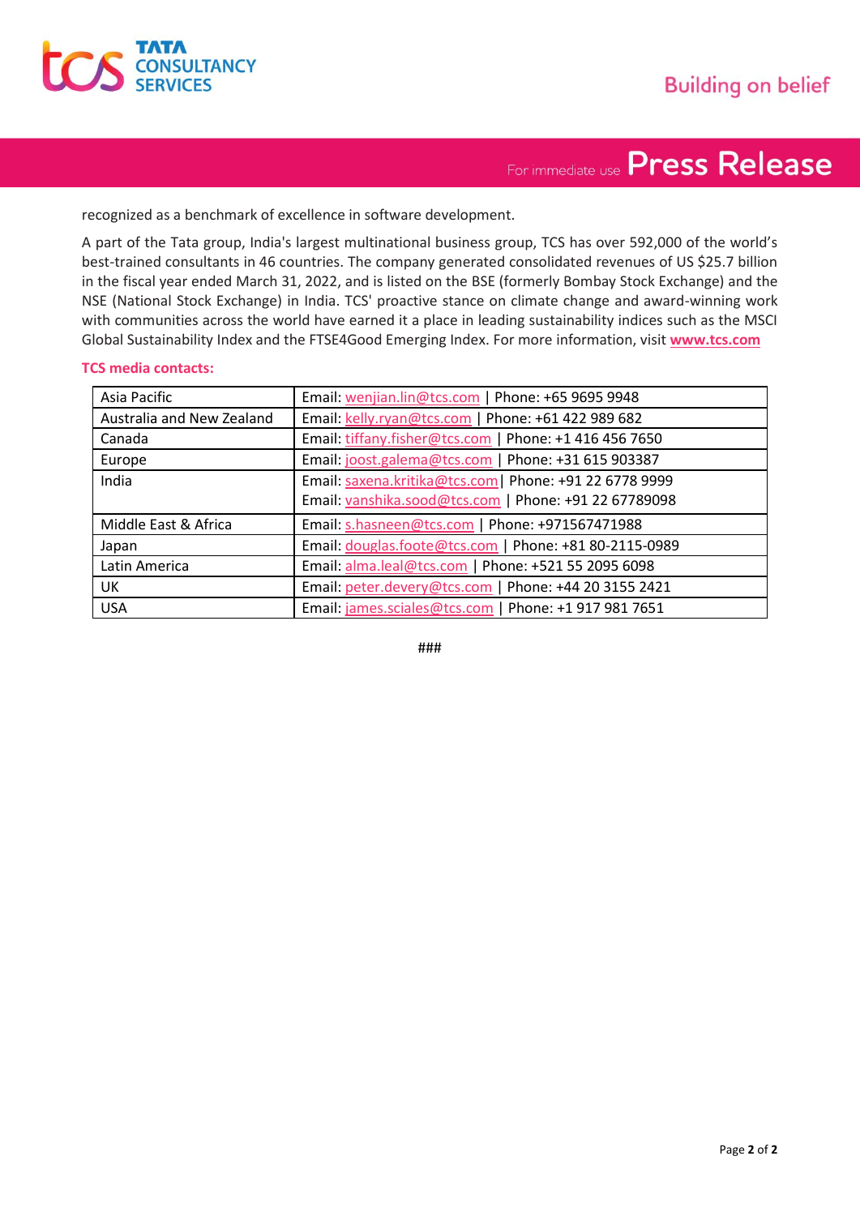recognized as a benchmark of excellence in software development.

A part of the Tata group, India's largest multinational business group, TCS has over 592,000 of the world's best-trained consultants in 46 countries. The company generated consolidated revenues of US $25.7 billion in the fiscal year ended March 31, 2022, and is listed on the BSE (formerly Bombay Stock Exchange) and the NSE (National Stock Exchange) in India. TCS' proactive stance on climate change and award-winning work with communities across the world have earned it a place in leading sustainability indices such as the MSCI Global Sustainability Index and the FTSE4Good Emerging Index. For more information, visit **www.tcs.com**

**TCS media contacts:**

| | |
|---|---|
| Asia Pacific | Email: wenjian.lin@tcs.com \| Phone: +65 9695 9948 |
| Australia and New Zealand | Email: kelly.ryan@tcs.com \| Phone: +61 422 989 682 |
| Canada | Email: tiffany.fisher@tcs.com \| Phone: +1 416 456 7650 |
| Europe | Email: joost.galema@tcs.com \| Phone: +31 615 903387 |
| India | Email: saxena.kritika@tcs.com\| Phone: +91 22 6778 9999<br>Email: vanshika.sood@tcs.com \| Phone: +91 22 67789098 |
| Middle East & Africa | Email: s.hasneen@tcs.com \| Phone: +971567471988 |
| Japan | Email: douglas.foote@tcs.com \| Phone: +81 80-2115-0989 |
| Latin America | Email: alma.leal@tcs.com \| Phone: +521 55 2095 6098 |
| UK | Email: peter.devery@tcs.com \| Phone: +44 20 3155 2421 |
| USA | Email: james.sciales@tcs.com \| Phone: +1 917 981 7651 |

###